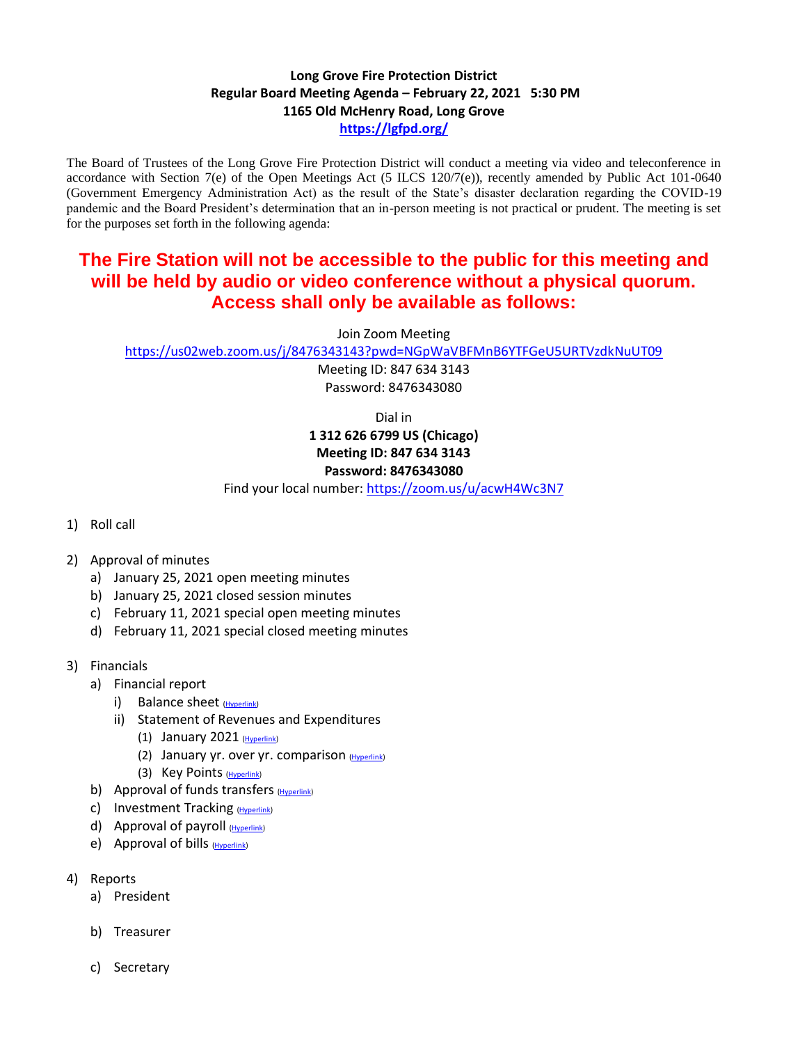**Long Grove Fire Protection District**
**Regular Board Meeting Agenda – February 22, 2021 5:30 PM**
**1165 Old McHenry Road, Long Grove**
**https://lgfpd.org/**

The Board of Trustees of the Long Grove Fire Protection District will conduct a meeting via video and teleconference in accordance with Section 7(e) of the Open Meetings Act (5 ILCS 120/7(e)), recently amended by Public Act 101-0640 (Government Emergency Administration Act) as the result of the State's disaster declaration regarding the COVID-19 pandemic and the Board President's determination that an in-person meeting is not practical or prudent. The meeting is set for the purposes set forth in the following agenda:

**The Fire Station will not be accessible to the public for this meeting and will be held by audio or video conference without a physical quorum. Access shall only be available as follows:**

Join Zoom Meeting
https://us02web.zoom.us/j/8476343143?pwd=NGpWaVBFMnB6YTFGeU5URTVzdkNuUT09
Meeting ID: 847 634 3143
Password: 8476343080

Dial in
**1 312 626 6799 US (Chicago)**
**Meeting ID: 847 634 3143**
**Password: 8476343080**
Find your local number: https://zoom.us/u/acwH4Wc3N7

1) Roll call

2) Approval of minutes
   a) January 25, 2021 open meeting minutes
   b) January 25, 2021 closed session minutes
   c) February 11, 2021 special open meeting minutes
   d) February 11, 2021 special closed meeting minutes

3) Financials
   a) Financial report
      i) Balance sheet (Hyperlink)
      ii) Statement of Revenues and Expenditures
         (1) January 2021 (Hyperlink)
         (2) January yr. over yr. comparison (Hyperlink)
         (3) Key Points (Hyperlink)
   b) Approval of funds transfers (Hyperlink)
   c) Investment Tracking (Hyperlink)
   d) Approval of payroll (Hyperlink)
   e) Approval of bills (Hyperlink)

4) Reports
   a) President
   b) Treasurer
   c) Secretary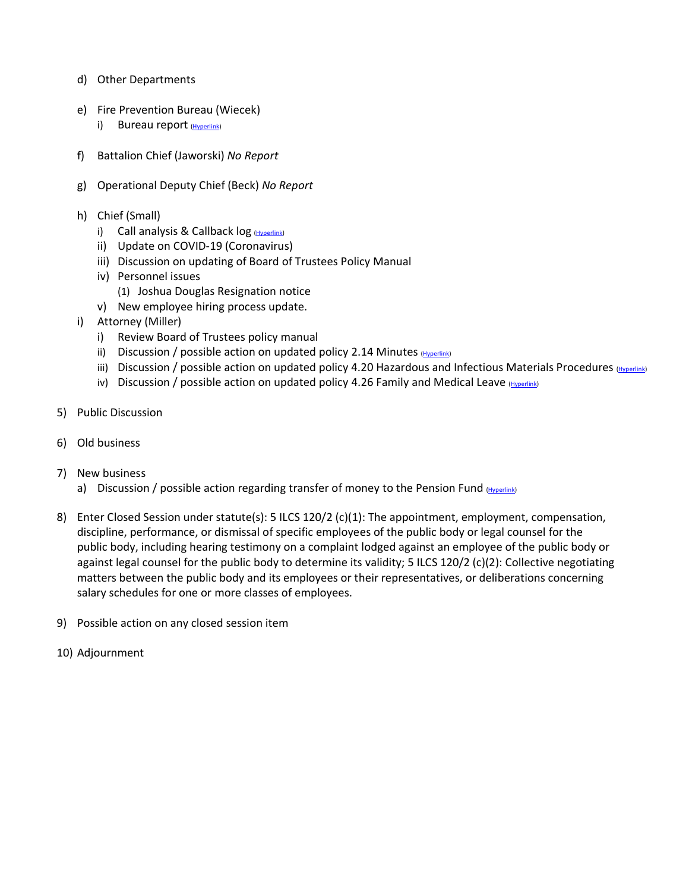d) Other Departments

e) Fire Prevention Bureau (Wiecek)
   i) Bureau report (Hyperlink)

f) Battalion Chief (Jaworski) *No Report*

g) Operational Deputy Chief (Beck) *No Report*

h) Chief (Small)
   i) Call analysis & Callback log (Hyperlink)
   ii) Update on COVID-19 (Coronavirus)
   iii) Discussion on updating of Board of Trustees Policy Manual
   iv) Personnel issues
      (1) Joshua Douglas Resignation notice
   v) New employee hiring process update.

i) Attorney (Miller)
   i) Review Board of Trustees policy manual
   ii) Discussion / possible action on updated policy 2.14 Minutes (Hyperlink)
   iii) Discussion / possible action on updated policy 4.20 Hazardous and Infectious Materials Procedures (Hyperlink)
   iv) Discussion / possible action on updated policy 4.26 Family and Medical Leave (Hyperlink)

5) Public Discussion

6) Old business

7) New business
   a) Discussion / possible action regarding transfer of money to the Pension Fund (Hyperlink)

8) Enter Closed Session under statute(s): 5 ILCS 120/2 (c)(1): The appointment, employment, compensation, discipline, performance, or dismissal of specific employees of the public body or legal counsel for the public body, including hearing testimony on a complaint lodged against an employee of the public body or against legal counsel for the public body to determine its validity; 5 ILCS 120/2 (c)(2): Collective negotiating matters between the public body and its employees or their representatives, or deliberations concerning salary schedules for one or more classes of employees.

9) Possible action on any closed session item

10) Adjournment